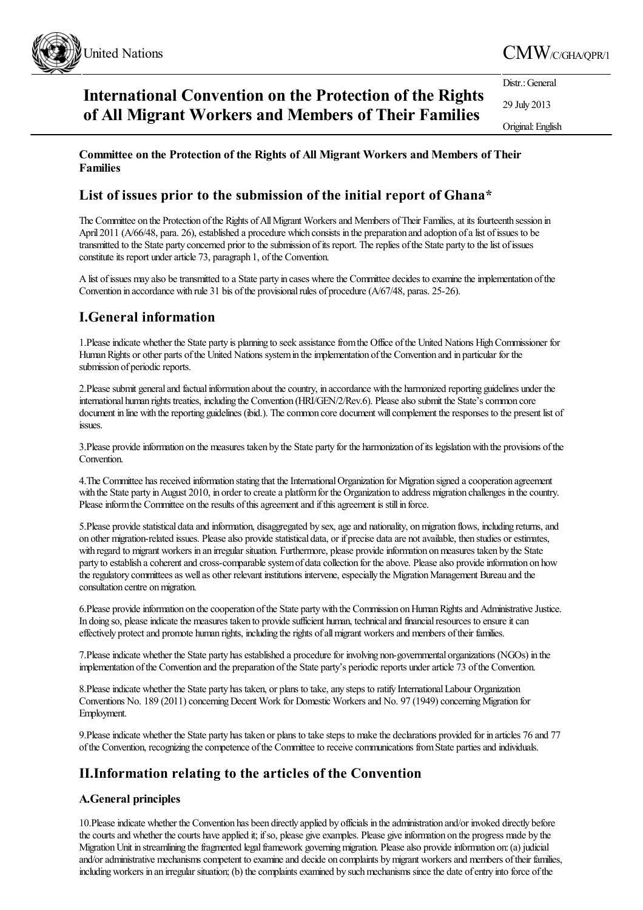United Nations

CMW/C/GHA/QPR/1

# International Convention on the Protection of the Rights of All Migrant Workers and Members of Their Families

Distr.: General

29 July 2013

Original: English

**Committee on the Protection of the Rights of All Migrant Workers and Members of Their Families**

## List of issues prior to the submission of the initial report of Ghana*

The Committee on the Protection of the Rights of All Migrant Workers and Members of Their Families, at its fourteenth session in April 2011 (A/66/48, para. 26), established a procedure which consists in the preparation and adoption of a list of issues to be transmitted to the State party concerned prior to the submission of its report. The replies of the State party to the list of issues constitute its report under article 73, paragraph 1, of the Convention.

A list of issues may also be transmitted to a State party in cases where the Committee decides to examine the implementation of the Convention in accordance with rule 31 bis of the provisional rules of procedure (A/67/48, paras. 25-26).

## I. General information

1. Please indicate whether the State party is planning to seek assistance from the Office of the United Nations High Commissioner for Human Rights or other parts of the United Nations system in the implementation of the Convention and in particular for the submission of periodic reports.

2. Please submit general and factual information about the country, in accordance with the harmonized reporting guidelines under the international human rights treaties, including the Convention (HRI/GEN/2/Rev.6). Please also submit the State's common core document in line with the reporting guidelines (ibid.). The common core document will complement the responses to the present list of issues.

3. Please provide information on the measures taken by the State party for the harmonization of its legislation with the provisions of the Convention.

4. The Committee has received information stating that the International Organization for Migration signed a cooperation agreement with the State party in August 2010, in order to create a platform for the Organization to address migration challenges in the country. Please inform the Committee on the results of this agreement and if this agreement is still in force.

5. Please provide statistical data and information, disaggregated by sex, age and nationality, on migration flows, including returns, and on other migration-related issues. Please also provide statistical data, or if precise data are not available, then studies or estimates, with regard to migrant workers in an irregular situation. Furthermore, please provide information on measures taken by the State party to establish a coherent and cross-comparable system of data collection for the above. Please also provide information on how the regulatory committees as well as other relevant institutions intervene, especially the Migration Management Bureau and the consultation centre on migration.

6. Please provide information on the cooperation of the State party with the Commission on Human Rights and Administrative Justice. In doing so, please indicate the measures taken to provide sufficient human, technical and financial resources to ensure it can effectively protect and promote human rights, including the rights of all migrant workers and members of their families.

7. Please indicate whether the State party has established a procedure for involving non-governmental organizations (NGOs) in the implementation of the Convention and the preparation of the State party's periodic reports under article 73 of the Convention.

8. Please indicate whether the State party has taken, or plans to take, any steps to ratify International Labour Organization Conventions No. 189 (2011) concerning Decent Work for Domestic Workers and No. 97 (1949) concerning Migration for Employment.

9. Please indicate whether the State party has taken or plans to take steps to make the declarations provided for in articles 76 and 77 of the Convention, recognizing the competence of the Committee to receive communications from State parties and individuals.

## II. Information relating to the articles of the Convention

### A. General principles

10. Please indicate whether the Convention has been directly applied by officials in the administration and/or invoked directly before the courts and whether the courts have applied it; if so, please give examples. Please give information on the progress made by the Migration Unit in streamlining the fragmented legal framework governing migration. Please also provide information on: (a) judicial and/or administrative mechanisms competent to examine and decide on complaints by migrant workers and members of their families, including workers in an irregular situation; (b) the complaints examined by such mechanisms since the date of entry into force of the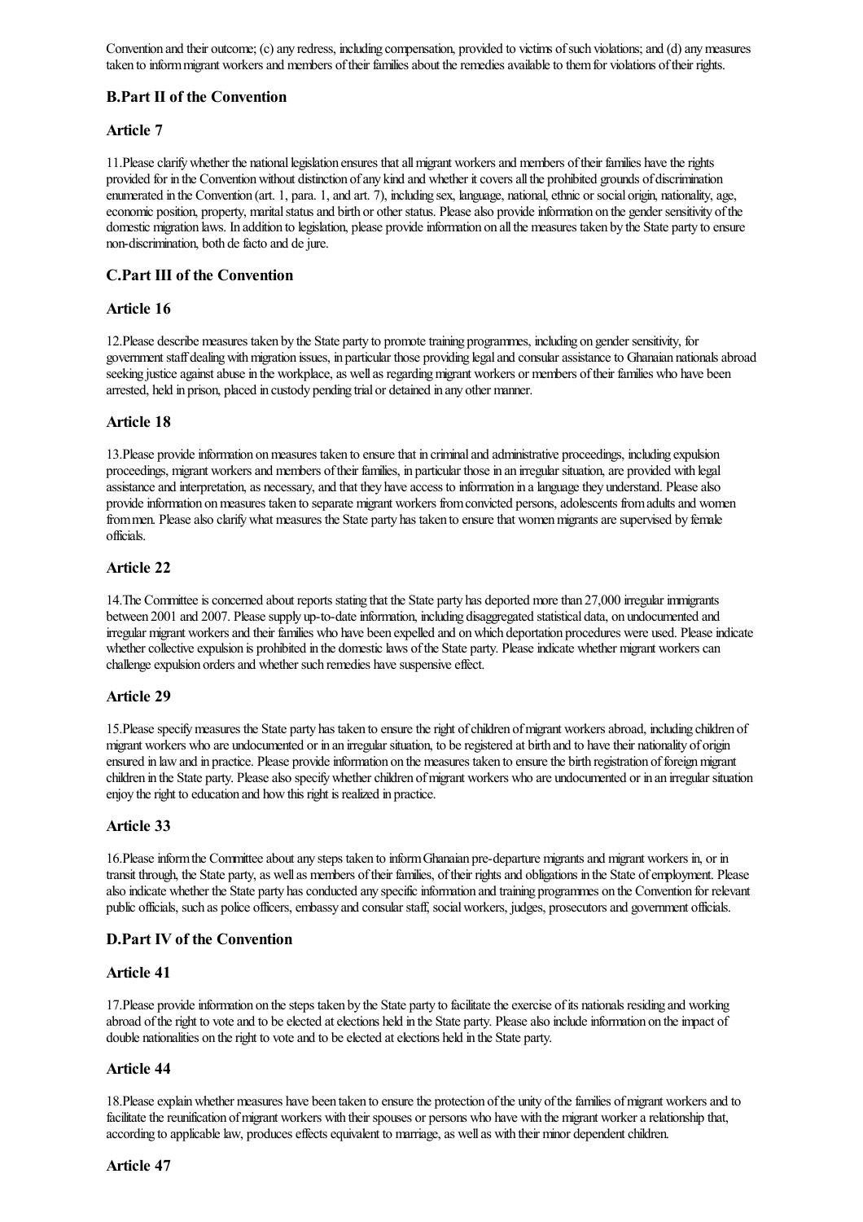Convention and their outcome; (c) any redress, including compensation, provided to victims of such violations; and (d) any measures taken to inform migrant workers and members of their families about the remedies available to them for violations of their rights.

### B.Part II of the Convention

### Article 7

11.Please clarify whether the national legislation ensures that all migrant workers and members of their families have the rights provided for in the Convention without distinction of any kind and whether it covers all the prohibited grounds of discrimination enumerated in the Convention (art. 1, para. 1, and art. 7), including sex, language, national, ethnic or social origin, nationality, age, economic position, property, marital status and birth or other status. Please also provide information on the gender sensitivity of the domestic migration laws. In addition to legislation, please provide information on all the measures taken by the State party to ensure non-discrimination, both de facto and de jure.

### C.Part III of the Convention

### Article 16

12.Please describe measures taken by the State party to promote training programmes, including on gender sensitivity, for government staff dealing with migration issues, in particular those providing legal and consular assistance to Ghanaian nationals abroad seeking justice against abuse in the workplace, as well as regarding migrant workers or members of their families who have been arrested, held in prison, placed in custody pending trial or detained in any other manner.

### Article 18

13.Please provide information on measures taken to ensure that in criminal and administrative proceedings, including expulsion proceedings, migrant workers and members of their families, in particular those in an irregular situation, are provided with legal assistance and interpretation, as necessary, and that they have access to information in a language they understand. Please also provide information on measures taken to separate migrant workers from convicted persons, adolescents from adults and women from men. Please also clarify what measures the State party has taken to ensure that women migrants are supervised by female officials.

### Article 22

14.The Committee is concerned about reports stating that the State party has deported more than 27,000 irregular immigrants between 2001 and 2007. Please supply up-to-date information, including disaggregated statistical data, on undocumented and irregular migrant workers and their families who have been expelled and on which deportation procedures were used. Please indicate whether collective expulsion is prohibited in the domestic laws of the State party. Please indicate whether migrant workers can challenge expulsion orders and whether such remedies have suspensive effect.

### Article 29

15.Please specify measures the State party has taken to ensure the right of children of migrant workers abroad, including children of migrant workers who are undocumented or in an irregular situation, to be registered at birth and to have their nationality of origin ensured in law and in practice. Please provide information on the measures taken to ensure the birth registration of foreign migrant children in the State party. Please also specify whether children of migrant workers who are undocumented or in an irregular situation enjoy the right to education and how this right is realized in practice.

### Article 33

16.Please inform the Committee about any steps taken to inform Ghanaian pre-departure migrants and migrant workers in, or in transit through, the State party, as well as members of their families, of their rights and obligations in the State of employment. Please also indicate whether the State party has conducted any specific information and training programmes on the Convention for relevant public officials, such as police officers, embassy and consular staff, social workers, judges, prosecutors and government officials.

### D.Part IV of the Convention

### Article 41

17.Please provide information on the steps taken by the State party to facilitate the exercise of its nationals residing and working abroad of the right to vote and to be elected at elections held in the State party. Please also include information on the impact of double nationalities on the right to vote and to be elected at elections held in the State party.

### Article 44

18.Please explain whether measures have been taken to ensure the protection of the unity of the families of migrant workers and to facilitate the reunification of migrant workers with their spouses or persons who have with the migrant worker a relationship that, according to applicable law, produces effects equivalent to marriage, as well as with their minor dependent children.

### Article 47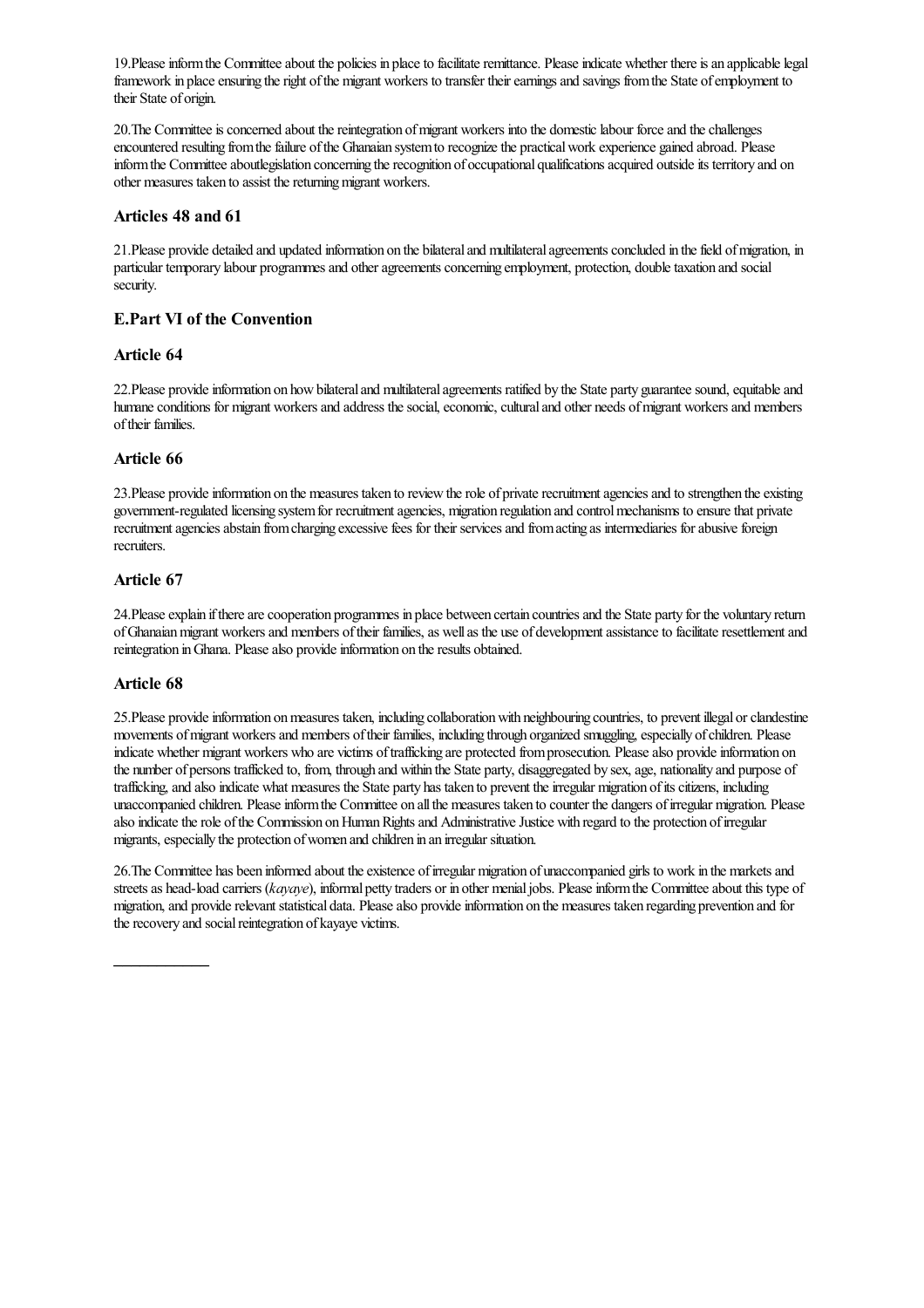19.Please inform the Committee about the policies in place to facilitate remittance. Please indicate whether there is an applicable legal framework in place ensuring the right of the migrant workers to transfer their earnings and savings from the State of employment to their State of origin.

20.The Committee is concerned about the reintegration of migrant workers into the domestic labour force and the challenges encountered resulting from the failure of the Ghanaian system to recognize the practical work experience gained abroad. Please inform the Committee aboutlegislation concerning the recognition of occupational qualifications acquired outside its territory and on other measures taken to assist the returning migrant workers.

### Articles 48 and 61

21.Please provide detailed and updated information on the bilateral and multilateral agreements concluded in the field of migration, in particular temporary labour programmes and other agreements concerning employment, protection, double taxation and social security.

## E.Part VI of the Convention

### Article 64

22.Please provide information on how bilateral and multilateral agreements ratified by the State party guarantee sound, equitable and humane conditions for migrant workers and address the social, economic, cultural and other needs of migrant workers and members of their families.

### Article 66

23.Please provide information on the measures taken to review the role of private recruitment agencies and to strengthen the existing government-regulated licensing system for recruitment agencies, migration regulation and control mechanisms to ensure that private recruitment agencies abstain from charging excessive fees for their services and from acting as intermediaries for abusive foreign recruiters.

### Article 67

24.Please explain if there are cooperation programmes in place between certain countries and the State party for the voluntary return of Ghanaian migrant workers and members of their families, as well as the use of development assistance to facilitate resettlement and reintegration in Ghana. Please also provide information on the results obtained.

### Article 68

25.Please provide information on measures taken, including collaboration with neighbouring countries, to prevent illegal or clandestine movements of migrant workers and members of their families, including through organized smuggling, especially of children. Please indicate whether migrant workers who are victims of trafficking are protected from prosecution. Please also provide information on the number of persons trafficked to, from, through and within the State party, disaggregated by sex, age, nationality and purpose of trafficking, and also indicate what measures the State party has taken to prevent the irregular migration of its citizens, including unaccompanied children. Please inform the Committee on all the measures taken to counter the dangers of irregular migration. Please also indicate the role of the Commission on Human Rights and Administrative Justice with regard to the protection of irregular migrants, especially the protection of women and children in an irregular situation.

26.The Committee has been informed about the existence of irregular migration of unaccompanied girls to work in the markets and streets as head-load carriers (*kayaye*), informal petty traders or in other menial jobs. Please inform the Committee about this type of migration, and provide relevant statistical data. Please also provide information on the measures taken regarding prevention and for the recovery and social reintegration of kayaye victims.